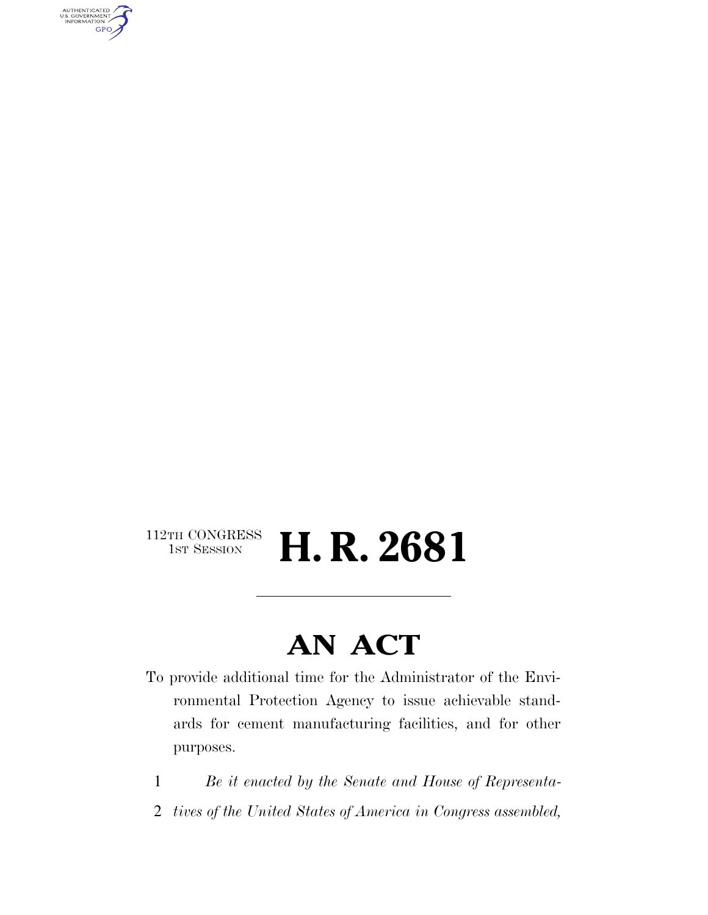112TH CONGRESS
1ST SESSION

# H. R. 2681

---

## AN ACT

To provide additional time for the Administrator of the Environmental Protection Agency to issue achievable standards for cement manufacturing facilities, and for other purposes.

1 *Be it enacted by the Senate and House of Representa-*
2 *tives of the United States of America in Congress assembled,*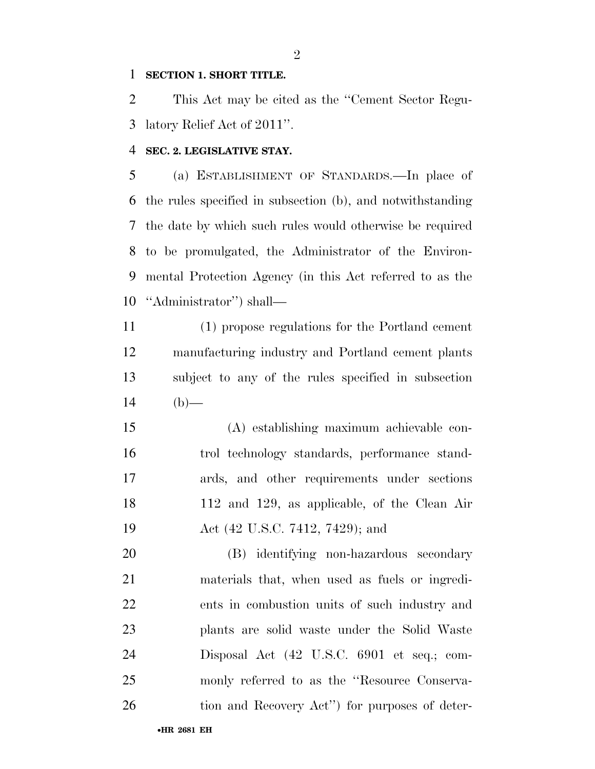**SECTION 1. SHORT TITLE.**

This Act may be cited as the "Cement Sector Regulatory Relief Act of 2011".

**SEC. 2. LEGISLATIVE STAY.**

(a) ESTABLISHMENT OF STANDARDS.—In place of the rules specified in subsection (b), and notwithstanding the date by which such rules would otherwise be required to be promulgated, the Administrator of the Environmental Protection Agency (in this Act referred to as the "Administrator") shall—

(1) propose regulations for the Portland cement manufacturing industry and Portland cement plants subject to any of the rules specified in subsection (b)—

(A) establishing maximum achievable control technology standards, performance standards, and other requirements under sections 112 and 129, as applicable, of the Clean Air Act (42 U.S.C. 7412, 7429); and

(B) identifying non-hazardous secondary materials that, when used as fuels or ingredients in combustion units of such industry and plants are solid waste under the Solid Waste Disposal Act (42 U.S.C. 6901 et seq.; commonly referred to as the "Resource Conservation and Recovery Act") for purposes of deter-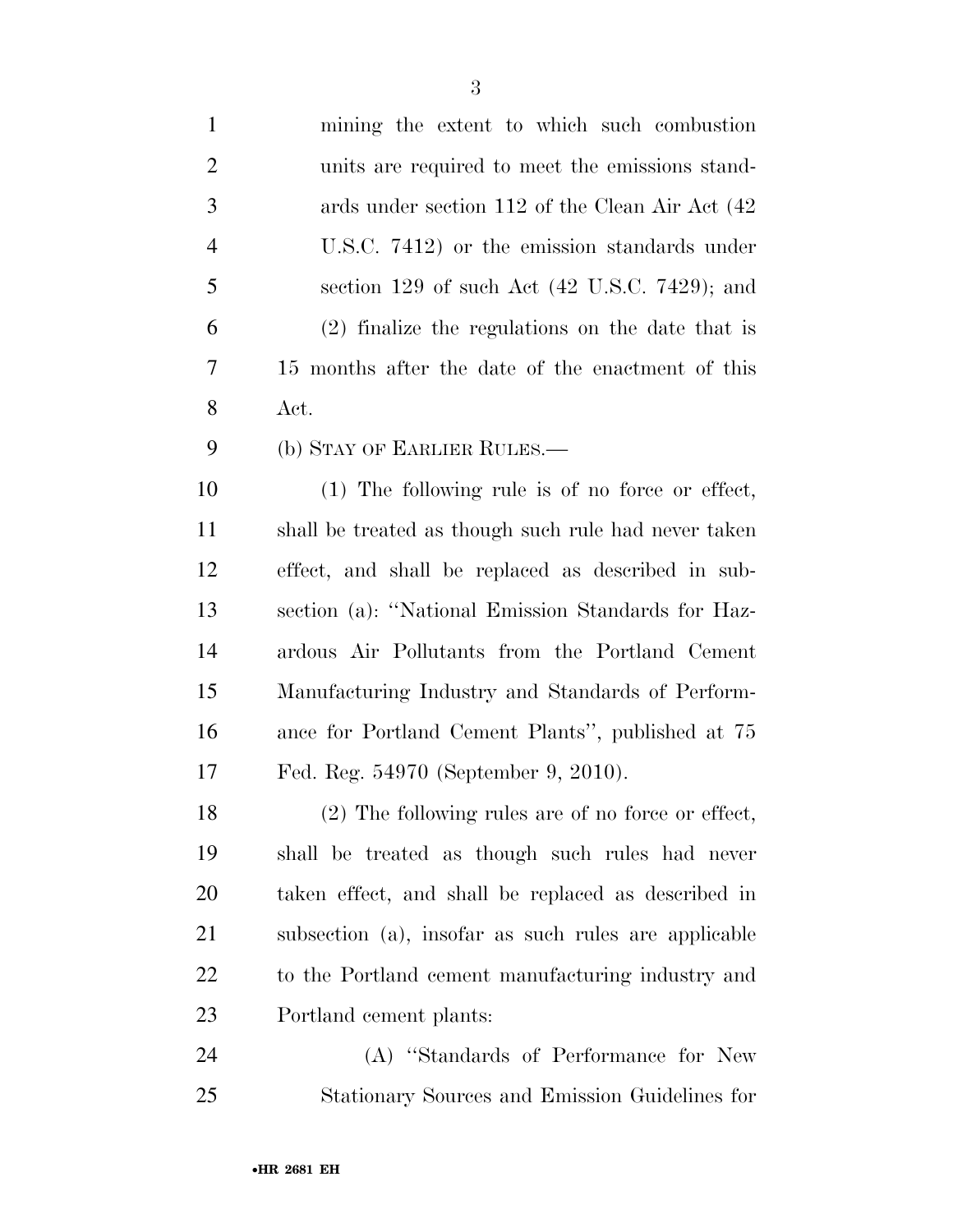mining the extent to which such combustion units are required to meet the emissions standards under section 112 of the Clean Air Act (42 U.S.C. 7412) or the emission standards under section 129 of such Act (42 U.S.C. 7429); and

(2) finalize the regulations on the date that is 15 months after the date of the enactment of this Act.

(b) STAY OF EARLIER RULES.—

(1) The following rule is of no force or effect, shall be treated as though such rule had never taken effect, and shall be replaced as described in subsection (a): ''National Emission Standards for Hazardous Air Pollutants from the Portland Cement Manufacturing Industry and Standards of Performance for Portland Cement Plants'', published at 75 Fed. Reg. 54970 (September 9, 2010).

(2) The following rules are of no force or effect, shall be treated as though such rules had never taken effect, and shall be replaced as described in subsection (a), insofar as such rules are applicable to the Portland cement manufacturing industry and Portland cement plants:

(A) ''Standards of Performance for New Stationary Sources and Emission Guidelines for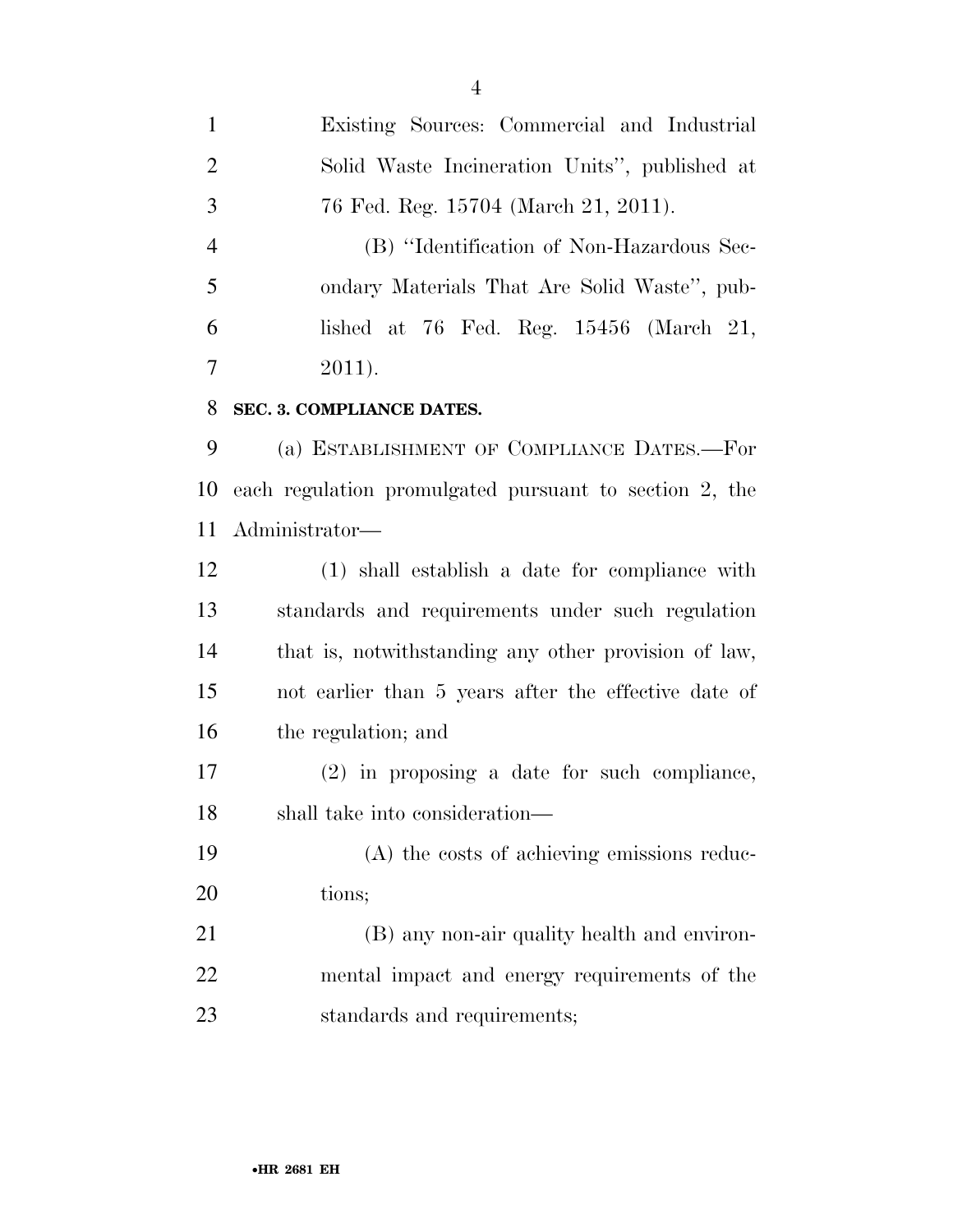Existing Sources: Commercial and Industrial Solid Waste Incineration Units'', published at 76 Fed. Reg. 15704 (March 21, 2011).

(B) ''Identification of Non-Hazardous Secondary Materials That Are Solid Waste'', published at 76 Fed. Reg. 15456 (March 21, 2011).

**SEC. 3. COMPLIANCE DATES.**

(a) ESTABLISHMENT OF COMPLIANCE DATES.—For each regulation promulgated pursuant to section 2, the Administrator—

(1) shall establish a date for compliance with standards and requirements under such regulation that is, notwithstanding any other provision of law, not earlier than 5 years after the effective date of the regulation; and

(2) in proposing a date for such compliance, shall take into consideration—

(A) the costs of achieving emissions reductions;

(B) any non-air quality health and environmental impact and energy requirements of the standards and requirements;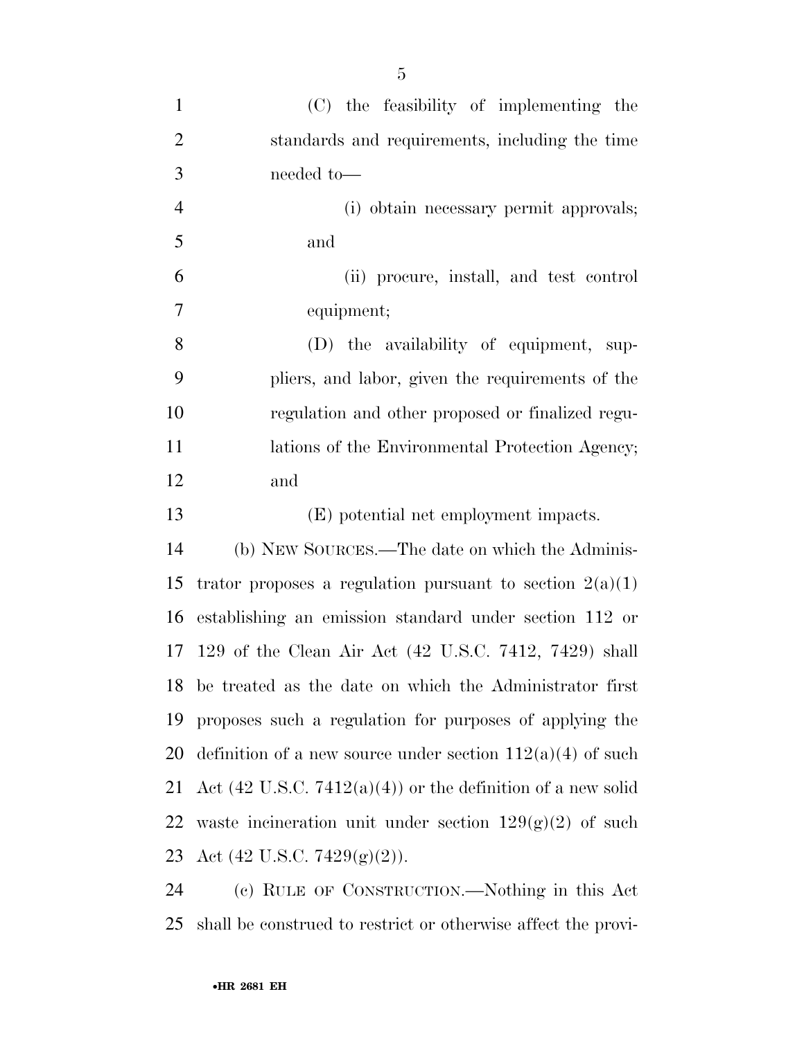(C) the feasibility of implementing the standards and requirements, including the time needed to—

(i) obtain necessary permit approvals; and

(ii) procure, install, and test control equipment;

(D) the availability of equipment, suppliers, and labor, given the requirements of the regulation and other proposed or finalized regulations of the Environmental Protection Agency; and

(E) potential net employment impacts.

(b) NEW SOURCES.—The date on which the Administrator proposes a regulation pursuant to section 2(a)(1) establishing an emission standard under section 112 or 129 of the Clean Air Act (42 U.S.C. 7412, 7429) shall be treated as the date on which the Administrator first proposes such a regulation for purposes of applying the definition of a new source under section 112(a)(4) of such Act (42 U.S.C. 7412(a)(4)) or the definition of a new solid waste incineration unit under section 129(g)(2) of such Act (42 U.S.C. 7429(g)(2)).

(c) RULE OF CONSTRUCTION.—Nothing in this Act shall be construed to restrict or otherwise affect the provi-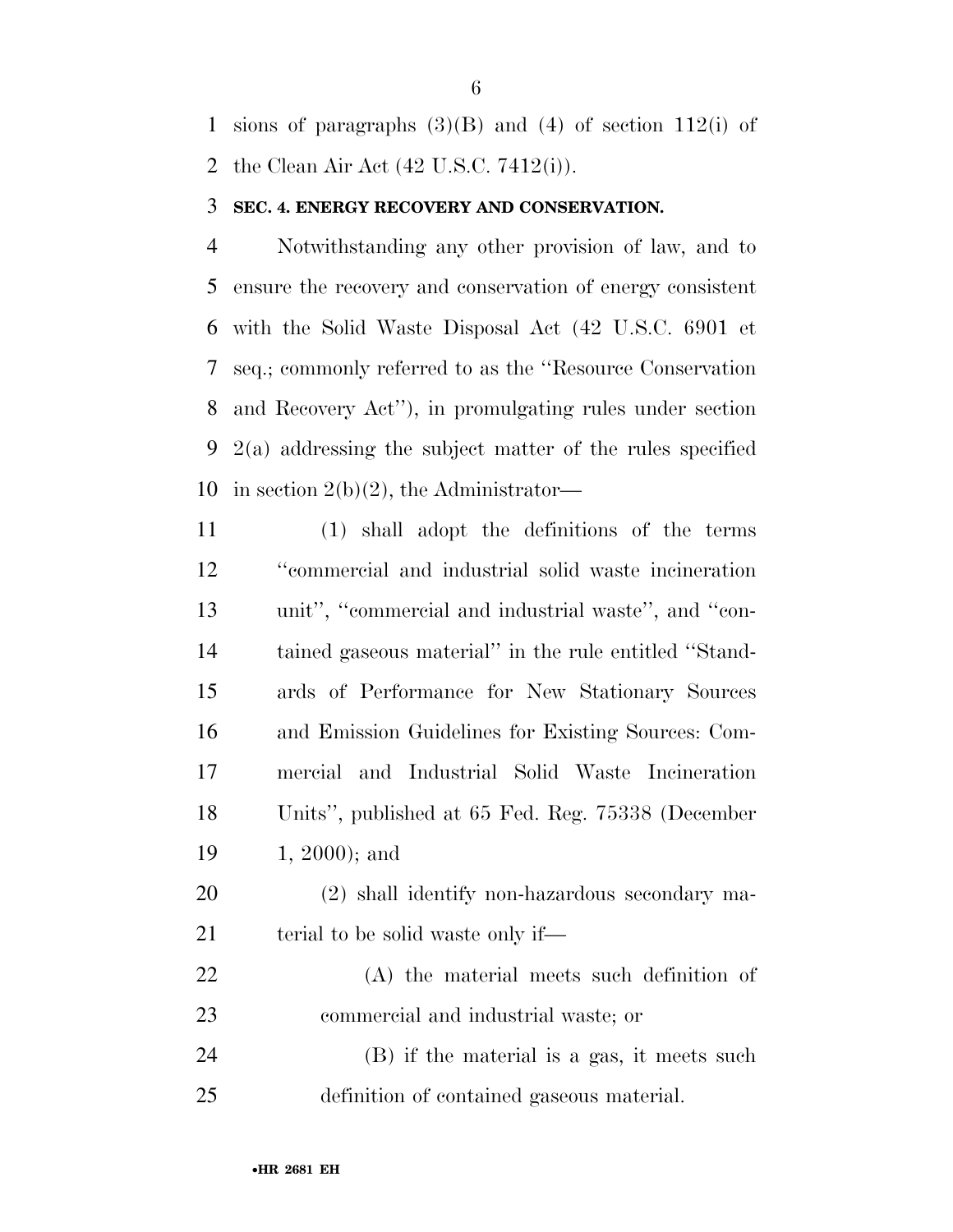sions of paragraphs (3)(B) and (4) of section 112(i) of the Clean Air Act (42 U.S.C. 7412(i)).

### SEC. 4. ENERGY RECOVERY AND CONSERVATION.

Notwithstanding any other provision of law, and to ensure the recovery and conservation of energy consistent with the Solid Waste Disposal Act (42 U.S.C. 6901 et seq.; commonly referred to as the ''Resource Conservation and Recovery Act''), in promulgating rules under section 2(a) addressing the subject matter of the rules specified in section 2(b)(2), the Administrator—

(1) shall adopt the definitions of the terms ''commercial and industrial solid waste incineration unit'', ''commercial and industrial waste'', and ''contained gaseous material'' in the rule entitled ''Standards of Performance for New Stationary Sources and Emission Guidelines for Existing Sources: Commercial and Industrial Solid Waste Incineration Units'', published at 65 Fed. Reg. 75338 (December 1, 2000); and

(2) shall identify non-hazardous secondary material to be solid waste only if—

(A) the material meets such definition of commercial and industrial waste; or

(B) if the material is a gas, it meets such definition of contained gaseous material.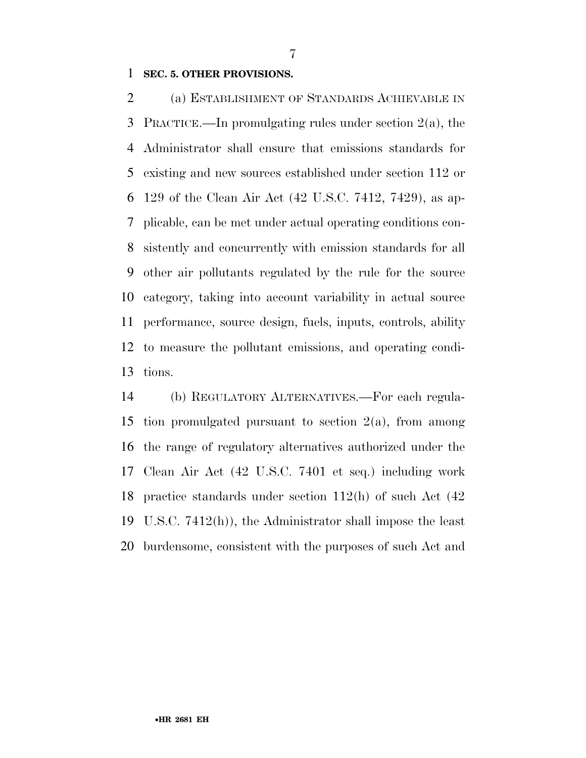**SEC. 5. OTHER PROVISIONS.**

(a) ESTABLISHMENT OF STANDARDS ACHIEVABLE IN PRACTICE.—In promulgating rules under section 2(a), the Administrator shall ensure that emissions standards for existing and new sources established under section 112 or 129 of the Clean Air Act (42 U.S.C. 7412, 7429), as applicable, can be met under actual operating conditions consistently and concurrently with emission standards for all other air pollutants regulated by the rule for the source category, taking into account variability in actual source performance, source design, fuels, inputs, controls, ability to measure the pollutant emissions, and operating conditions.

(b) REGULATORY ALTERNATIVES.—For each regulation promulgated pursuant to section 2(a), from among the range of regulatory alternatives authorized under the Clean Air Act (42 U.S.C. 7401 et seq.) including work practice standards under section 112(h) of such Act (42 U.S.C. 7412(h)), the Administrator shall impose the least burdensome, consistent with the purposes of such Act and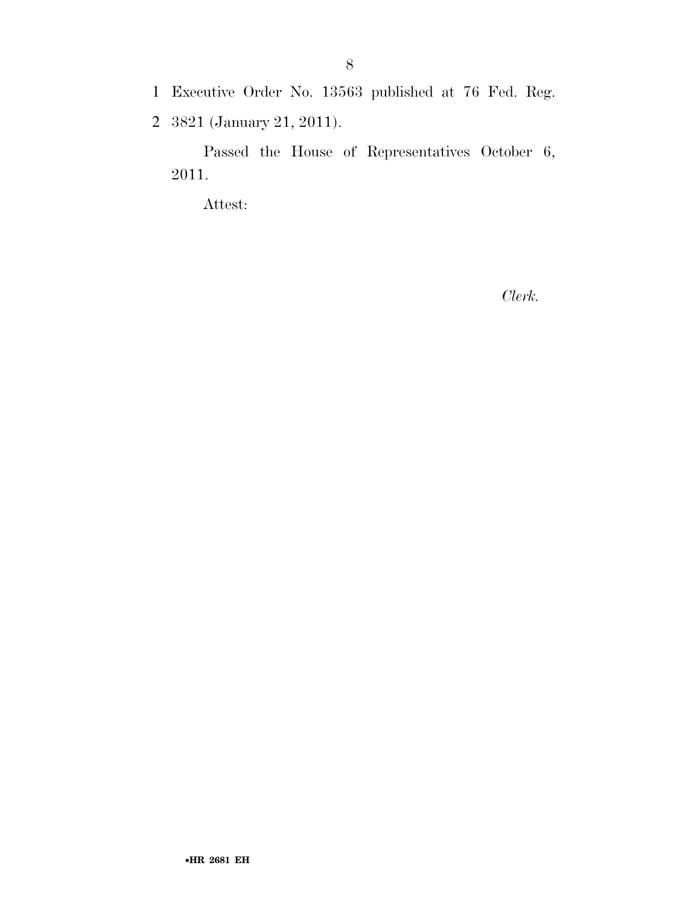Executive Order No. 13563 published at 76 Fed. Reg. 3821 (January 21, 2011).

Passed the House of Representatives October 6, 2011.

Attest:

*Clerk.*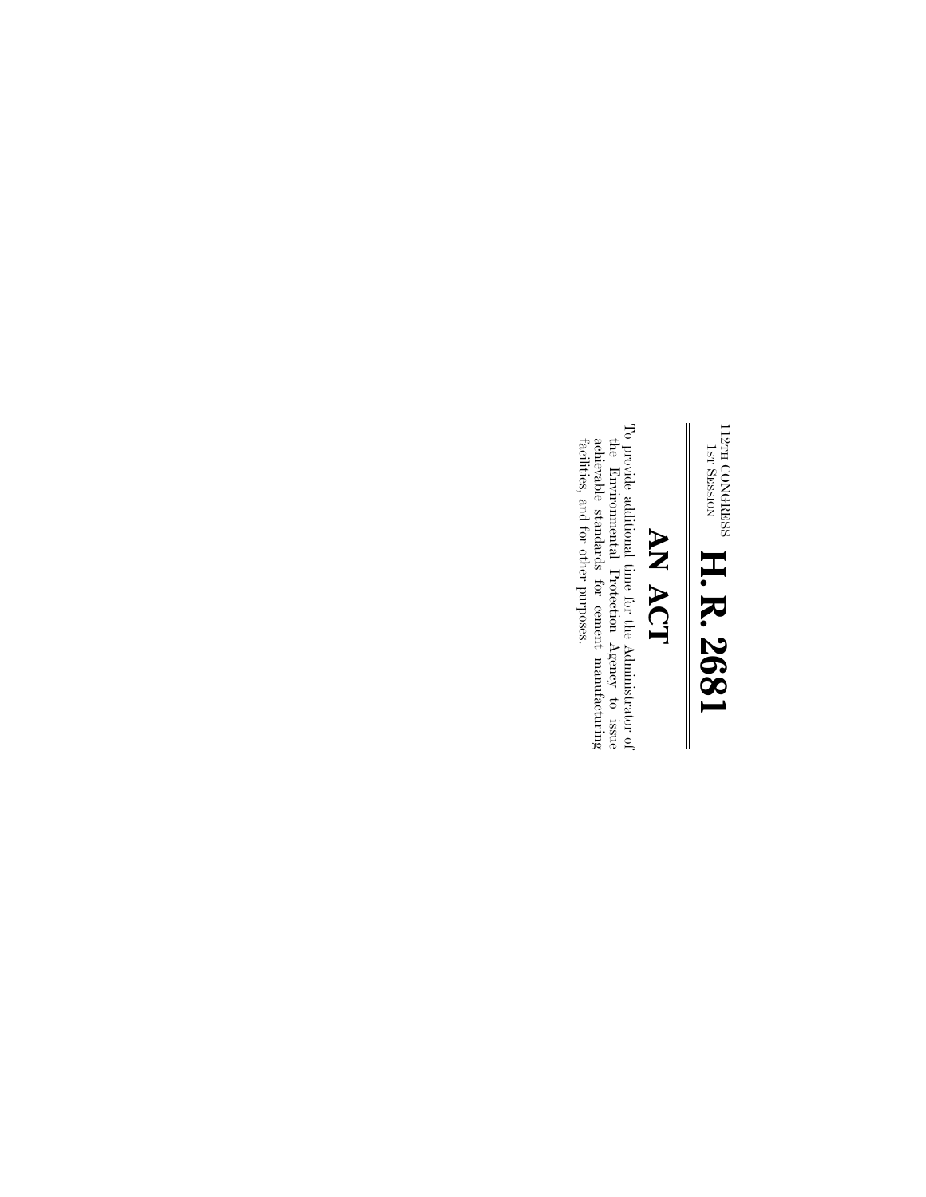112TH CONGRESS
1ST SESSION

# H. R. 2681

## AN ACT

To provide additional time for the Administrator of the Environmental Protection Agency to issue achievable standards for cement manufacturing facilities, and for other purposes.